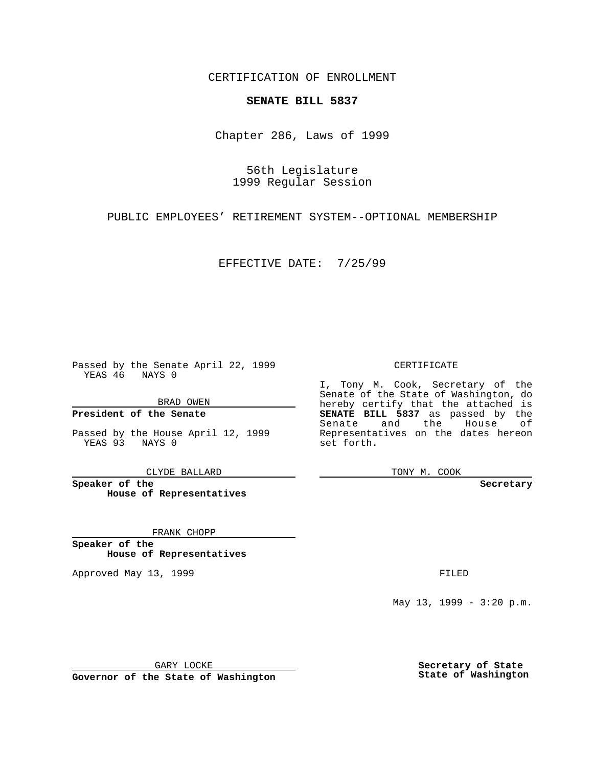CERTIFICATION OF ENROLLMENT

**SENATE BILL 5837**

Chapter 286, Laws of 1999

56th Legislature
1999 Regular Session

PUBLIC EMPLOYEES' RETIREMENT SYSTEM--OPTIONAL MEMBERSHIP

EFFECTIVE DATE: 7/25/99

Passed by the Senate April 22, 1999
YEAS 46 NAYS 0

BRAD OWEN

**President of the Senate**

Passed by the House April 12, 1999
YEAS 93 NAYS 0

CLYDE BALLARD

**Speaker of the House of Representatives**

FRANK CHOPP

**Speaker of the House of Representatives**

Approved May 13, 1999

GARY LOCKE

**Governor of the State of Washington**

CERTIFICATE

I, Tony M. Cook, Secretary of the Senate of the State of Washington, do hereby certify that the attached is **SENATE BILL 5837** as passed by the Senate and the House of Representatives on the dates hereon set forth.

TONY M. COOK

**Secretary**

FILED

May 13, 1999 - 3:20 p.m.

**Secretary of State**
**State of Washington**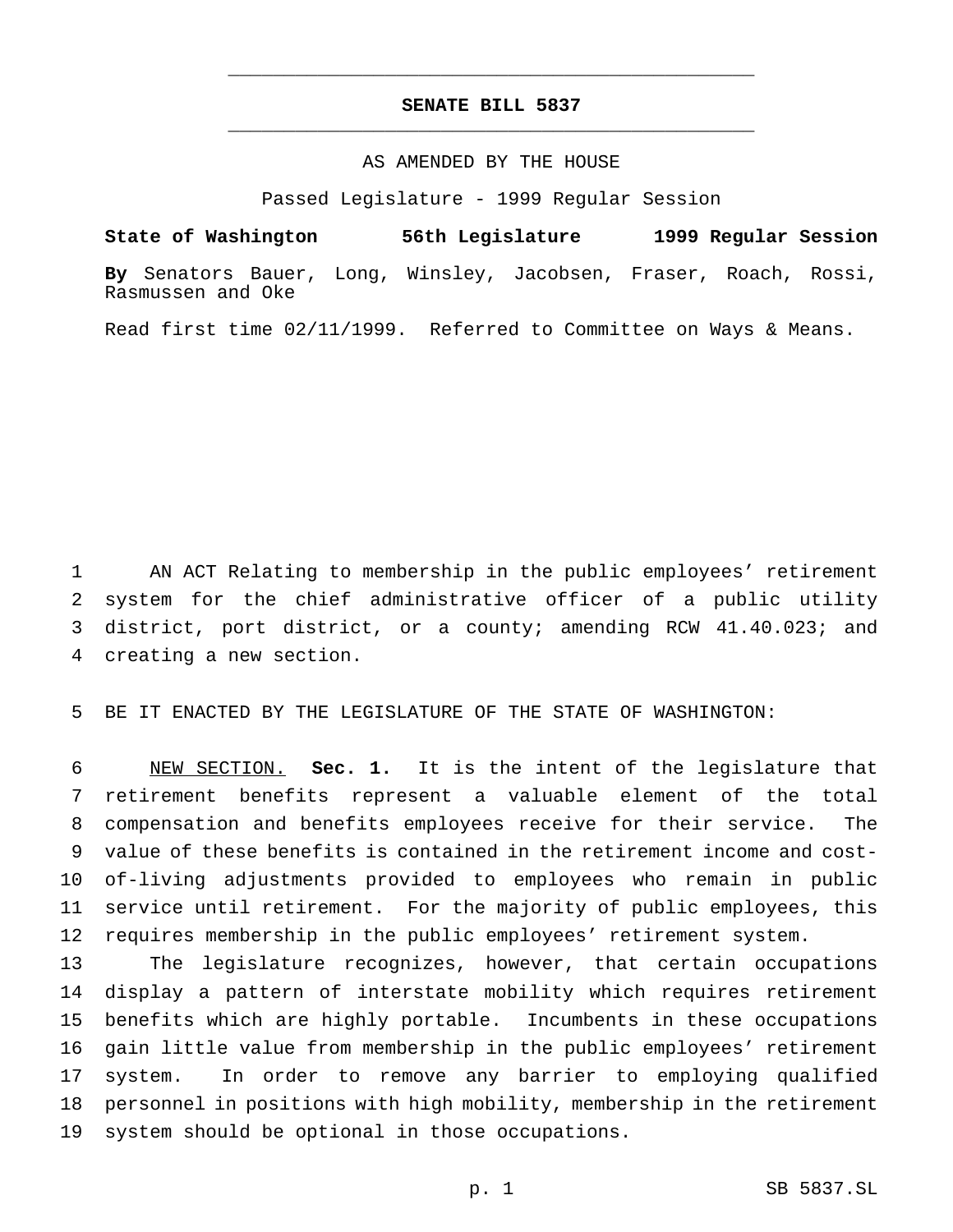# SENATE BILL 5837

AS AMENDED BY THE HOUSE

Passed Legislature - 1999 Regular Session

**State of Washington 56th Legislature 1999 Regular Session**

**By** Senators Bauer, Long, Winsley, Jacobsen, Fraser, Roach, Rossi, Rasmussen and Oke

Read first time 02/11/1999. Referred to Committee on Ways & Means.

1 AN ACT Relating to membership in the public employees' retirement
2 system for the chief administrative officer of a public utility
3 district, port district, or a county; amending RCW 41.40.023; and
4 creating a new section.

5 BE IT ENACTED BY THE LEGISLATURE OF THE STATE OF WASHINGTON:

6 NEW SECTION. **Sec. 1.** It is the intent of the legislature that
7 retirement benefits represent a valuable element of the total
8 compensation and benefits employees receive for their service. The
9 value of these benefits is contained in the retirement income and cost-
10 of-living adjustments provided to employees who remain in public
11 service until retirement. For the majority of public employees, this
12 requires membership in the public employees' retirement system.

13 The legislature recognizes, however, that certain occupations
14 display a pattern of interstate mobility which requires retirement
15 benefits which are highly portable. Incumbents in these occupations
16 gain little value from membership in the public employees' retirement
17 system. In order to remove any barrier to employing qualified
18 personnel in positions with high mobility, membership in the retirement
19 system should be optional in those occupations.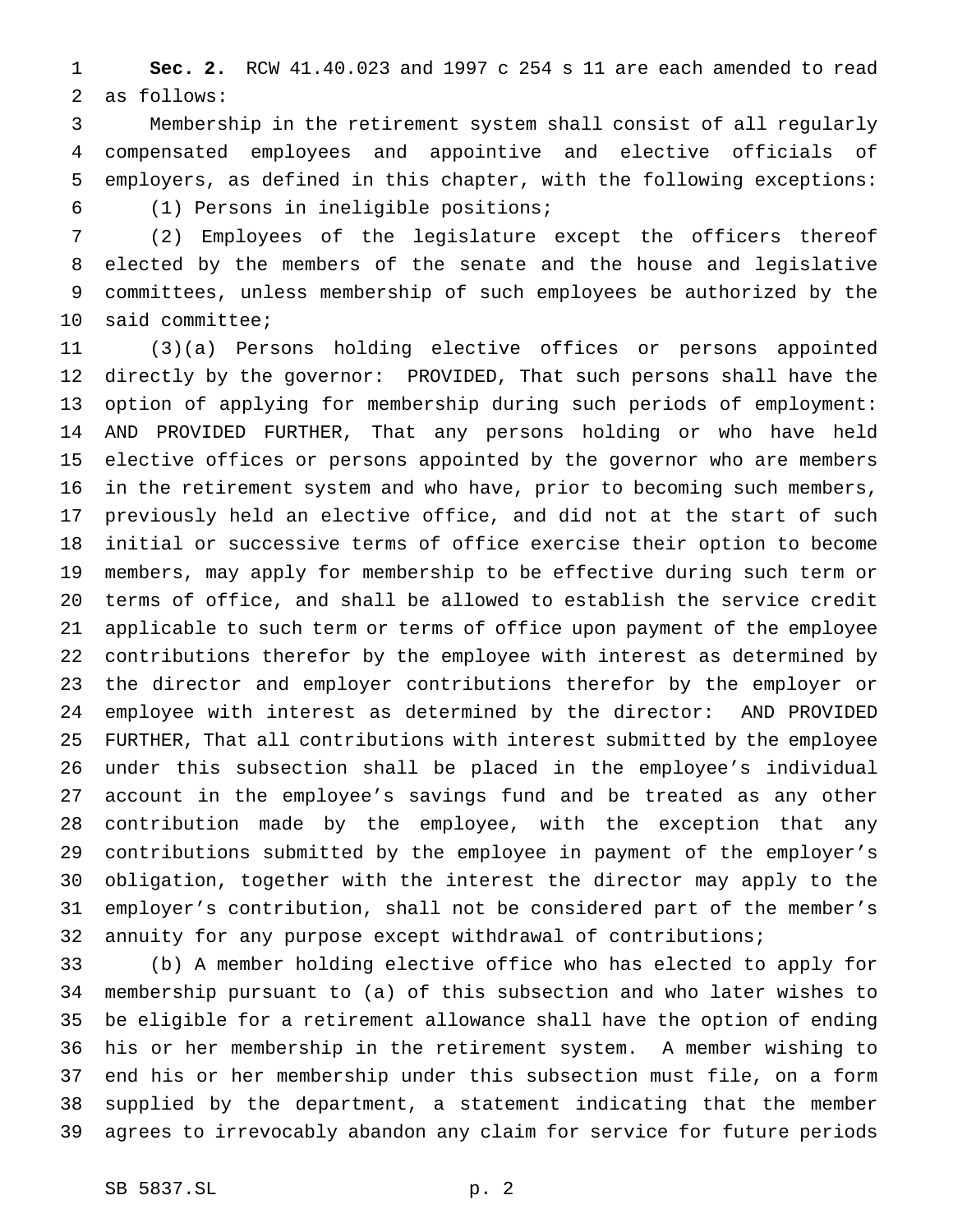**Sec. 2.** RCW 41.40.023 and 1997 c 254 s 11 are each amended to read as follows:

Membership in the retirement system shall consist of all regularly compensated employees and appointive and elective officials of employers, as defined in this chapter, with the following exceptions:

(1) Persons in ineligible positions;

(2) Employees of the legislature except the officers thereof elected by the members of the senate and the house and legislative committees, unless membership of such employees be authorized by the said committee;

(3)(a) Persons holding elective offices or persons appointed directly by the governor: PROVIDED, That such persons shall have the option of applying for membership during such periods of employment: AND PROVIDED FURTHER, That any persons holding or who have held elective offices or persons appointed by the governor who are members in the retirement system and who have, prior to becoming such members, previously held an elective office, and did not at the start of such initial or successive terms of office exercise their option to become members, may apply for membership to be effective during such term or terms of office, and shall be allowed to establish the service credit applicable to such term or terms of office upon payment of the employee contributions therefor by the employee with interest as determined by the director and employer contributions therefor by the employer or employee with interest as determined by the director: AND PROVIDED FURTHER, That all contributions with interest submitted by the employee under this subsection shall be placed in the employee's individual account in the employee's savings fund and be treated as any other contribution made by the employee, with the exception that any contributions submitted by the employee in payment of the employer's obligation, together with the interest the director may apply to the employer's contribution, shall not be considered part of the member's annuity for any purpose except withdrawal of contributions;

(b) A member holding elective office who has elected to apply for membership pursuant to (a) of this subsection and who later wishes to be eligible for a retirement allowance shall have the option of ending his or her membership in the retirement system. A member wishing to end his or her membership under this subsection must file, on a form supplied by the department, a statement indicating that the member agrees to irrevocably abandon any claim for service for future periods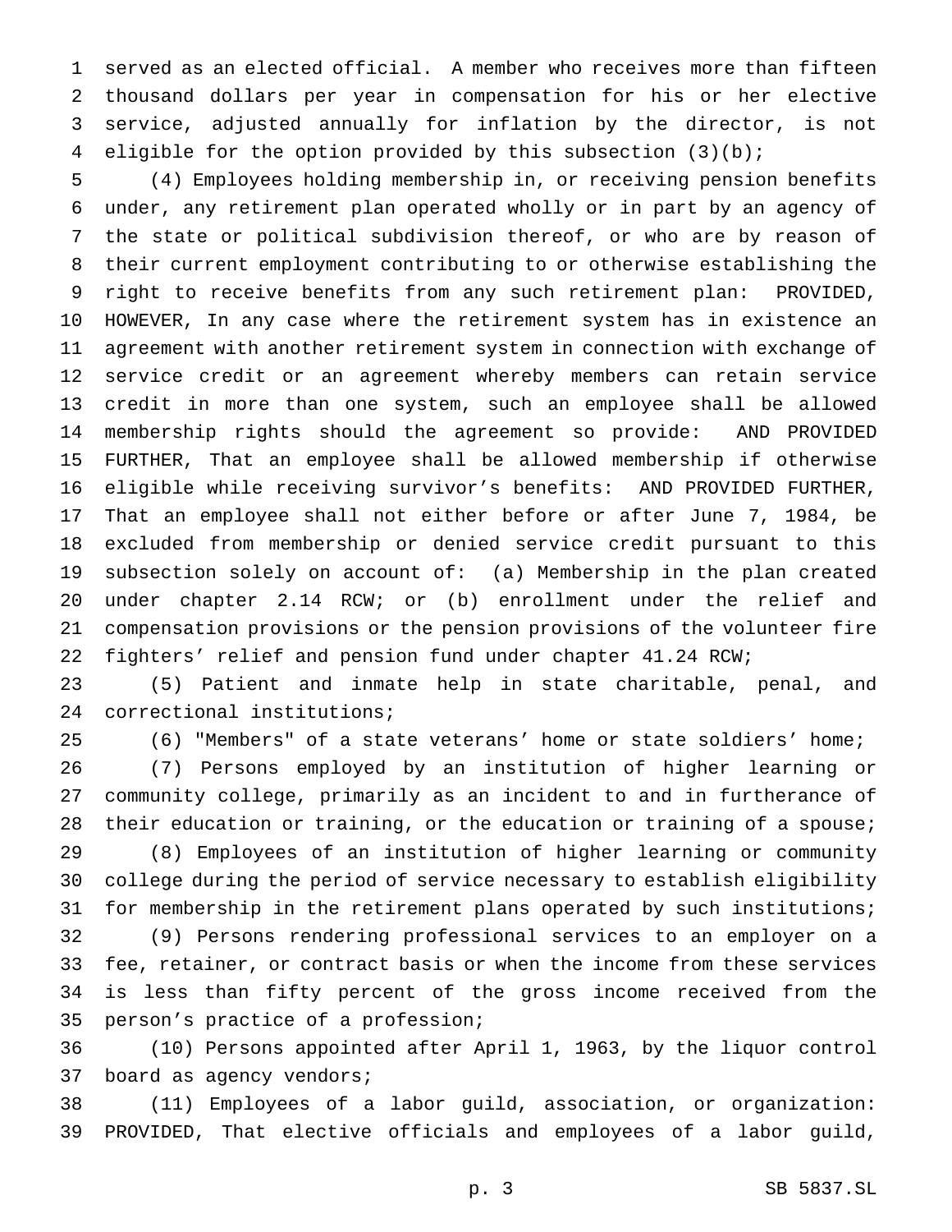served as an elected official. A member who receives more than fifteen thousand dollars per year in compensation for his or her elective service, adjusted annually for inflation by the director, is not eligible for the option provided by this subsection (3)(b);

(4) Employees holding membership in, or receiving pension benefits under, any retirement plan operated wholly or in part by an agency of the state or political subdivision thereof, or who are by reason of their current employment contributing to or otherwise establishing the right to receive benefits from any such retirement plan: PROVIDED, HOWEVER, In any case where the retirement system has in existence an agreement with another retirement system in connection with exchange of service credit or an agreement whereby members can retain service credit in more than one system, such an employee shall be allowed membership rights should the agreement so provide: AND PROVIDED FURTHER, That an employee shall be allowed membership if otherwise eligible while receiving survivor's benefits: AND PROVIDED FURTHER, That an employee shall not either before or after June 7, 1984, be excluded from membership or denied service credit pursuant to this subsection solely on account of: (a) Membership in the plan created under chapter 2.14 RCW; or (b) enrollment under the relief and compensation provisions or the pension provisions of the volunteer fire fighters' relief and pension fund under chapter 41.24 RCW;

(5) Patient and inmate help in state charitable, penal, and correctional institutions;

(6) "Members" of a state veterans' home or state soldiers' home;

(7) Persons employed by an institution of higher learning or community college, primarily as an incident to and in furtherance of their education or training, or the education or training of a spouse;

(8) Employees of an institution of higher learning or community college during the period of service necessary to establish eligibility for membership in the retirement plans operated by such institutions;

(9) Persons rendering professional services to an employer on a fee, retainer, or contract basis or when the income from these services is less than fifty percent of the gross income received from the person's practice of a profession;

(10) Persons appointed after April 1, 1963, by the liquor control board as agency vendors;

(11) Employees of a labor guild, association, or organization: PROVIDED, That elective officials and employees of a labor guild,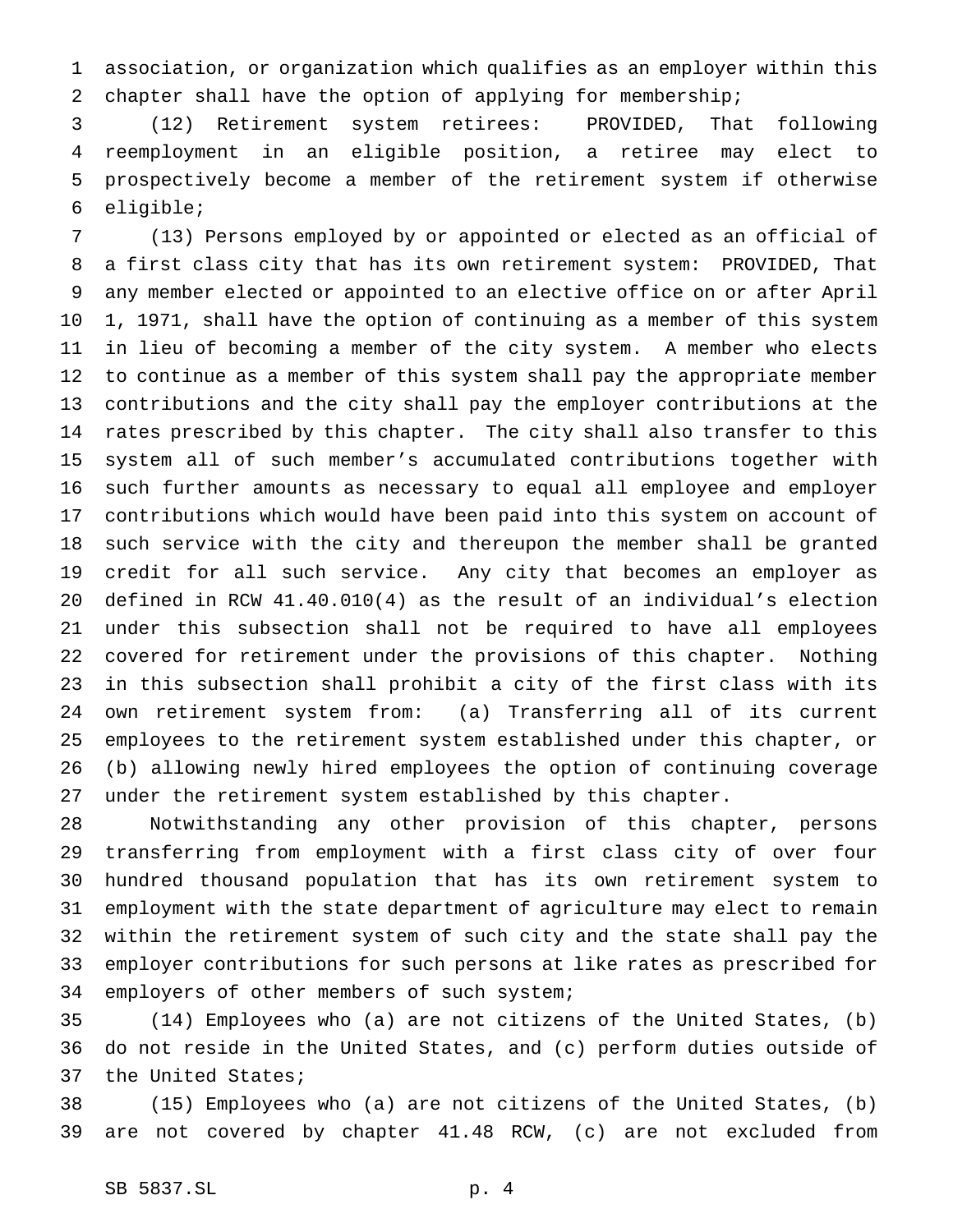association, or organization which qualifies as an employer within this chapter shall have the option of applying for membership;

(12) Retirement system retirees: PROVIDED, That following reemployment in an eligible position, a retiree may elect to prospectively become a member of the retirement system if otherwise eligible;

(13) Persons employed by or appointed or elected as an official of a first class city that has its own retirement system: PROVIDED, That any member elected or appointed to an elective office on or after April 1, 1971, shall have the option of continuing as a member of this system in lieu of becoming a member of the city system. A member who elects to continue as a member of this system shall pay the appropriate member contributions and the city shall pay the employer contributions at the rates prescribed by this chapter. The city shall also transfer to this system all of such member's accumulated contributions together with such further amounts as necessary to equal all employee and employer contributions which would have been paid into this system on account of such service with the city and thereupon the member shall be granted credit for all such service. Any city that becomes an employer as defined in RCW 41.40.010(4) as the result of an individual's election under this subsection shall not be required to have all employees covered for retirement under the provisions of this chapter. Nothing in this subsection shall prohibit a city of the first class with its own retirement system from: (a) Transferring all of its current employees to the retirement system established under this chapter, or (b) allowing newly hired employees the option of continuing coverage under the retirement system established by this chapter.

Notwithstanding any other provision of this chapter, persons transferring from employment with a first class city of over four hundred thousand population that has its own retirement system to employment with the state department of agriculture may elect to remain within the retirement system of such city and the state shall pay the employer contributions for such persons at like rates as prescribed for employers of other members of such system;

(14) Employees who (a) are not citizens of the United States, (b) do not reside in the United States, and (c) perform duties outside of the United States;

(15) Employees who (a) are not citizens of the United States, (b) are not covered by chapter 41.48 RCW, (c) are not excluded from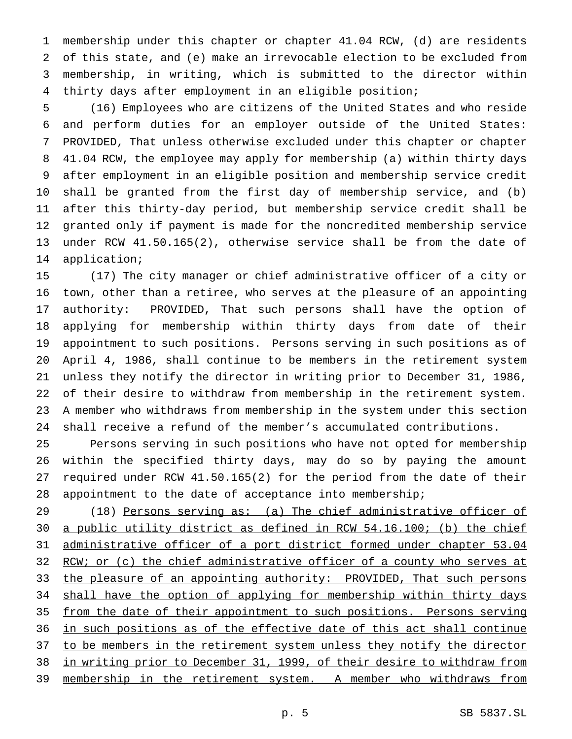membership under this chapter or chapter 41.04 RCW, (d) are residents of this state, and (e) make an irrevocable election to be excluded from membership, in writing, which is submitted to the director within thirty days after employment in an eligible position;

(16) Employees who are citizens of the United States and who reside and perform duties for an employer outside of the United States: PROVIDED, That unless otherwise excluded under this chapter or chapter 41.04 RCW, the employee may apply for membership (a) within thirty days after employment in an eligible position and membership service credit shall be granted from the first day of membership service, and (b) after this thirty-day period, but membership service credit shall be granted only if payment is made for the noncredited membership service under RCW 41.50.165(2), otherwise service shall be from the date of application;

(17) The city manager or chief administrative officer of a city or town, other than a retiree, who serves at the pleasure of an appointing authority: PROVIDED, That such persons shall have the option of applying for membership within thirty days from date of their appointment to such positions. Persons serving in such positions as of April 4, 1986, shall continue to be members in the retirement system unless they notify the director in writing prior to December 31, 1986, of their desire to withdraw from membership in the retirement system. A member who withdraws from membership in the system under this section shall receive a refund of the member's accumulated contributions.

Persons serving in such positions who have not opted for membership within the specified thirty days, may do so by paying the amount required under RCW 41.50.165(2) for the period from the date of their appointment to the date of acceptance into membership;

(18) <u>Persons serving as: (a) The chief administrative officer of a public utility district as defined in RCW 54.16.100; (b) the chief administrative officer of a port district formed under chapter 53.04 RCW; or (c) the chief administrative officer of a county who serves at the pleasure of an appointing authority: PROVIDED, That such persons shall have the option of applying for membership within thirty days from the date of their appointment to such positions. Persons serving in such positions as of the effective date of this act shall continue to be members in the retirement system unless they notify the director in writing prior to December 31, 1999, of their desire to withdraw from membership in the retirement system. A member who withdraws from</u>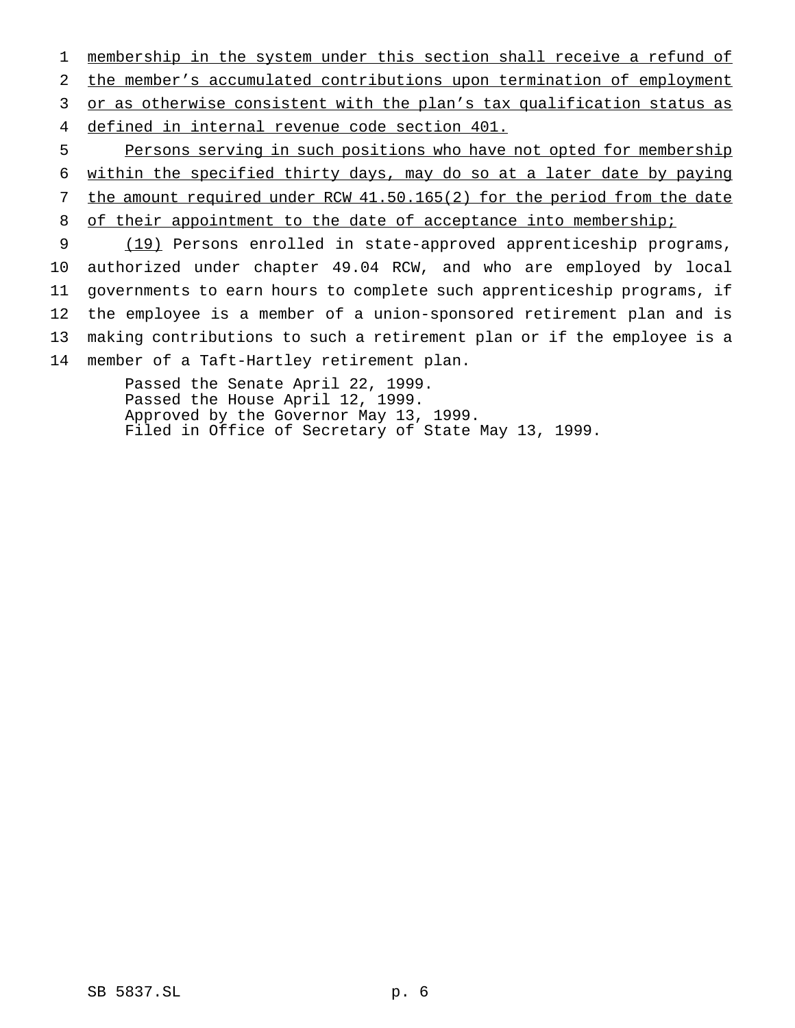membership in the system under this section shall receive a refund of the member's accumulated contributions upon termination of employment or as otherwise consistent with the plan's tax qualification status as defined in internal revenue code section 401.

Persons serving in such positions who have not opted for membership within the specified thirty days, may do so at a later date by paying the amount required under RCW 41.50.165(2) for the period from the date of their appointment to the date of acceptance into membership;

(19) Persons enrolled in state-approved apprenticeship programs, authorized under chapter 49.04 RCW, and who are employed by local governments to earn hours to complete such apprenticeship programs, if the employee is a member of a union-sponsored retirement plan and is making contributions to such a retirement plan or if the employee is a member of a Taft-Hartley retirement plan.

Passed the Senate April 22, 1999.
Passed the House April 12, 1999.
Approved by the Governor May 13, 1999.
Filed in Office of Secretary of State May 13, 1999.